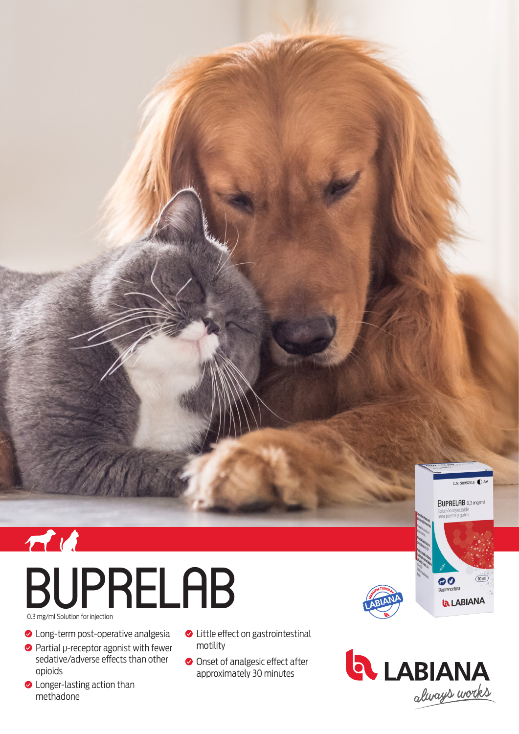# BUPRELAB

0.3 mg/ml Solution for injection

- Long-term post-operative analgesia
- Partial μ-receptor agonist with fewer sedative/adverse effects than other opioids
- Longer-lasting action than methadone
- Little effect on gastrointestinal motility
- Onset of analgesic effect after approximately 30 minutes

LABIANA
*always works*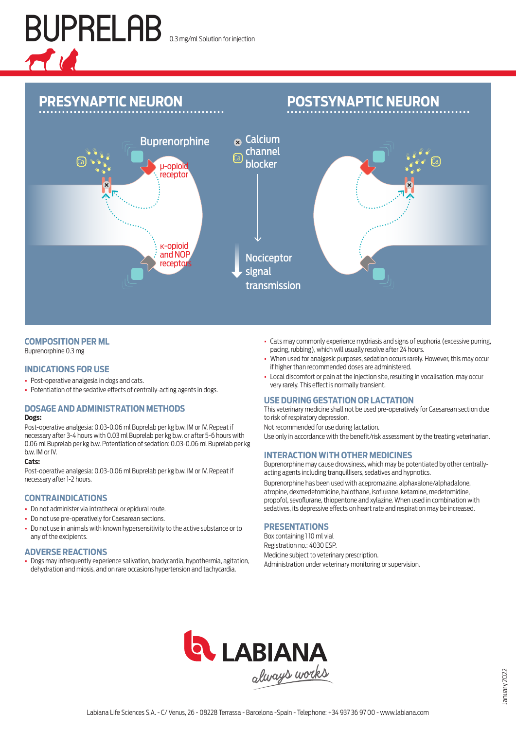# BUPRELAB

0.3 mg/ml Solution for injection

PRESYNAPTIC NEURON

POSTSYNAPTIC NEURON

Buprenorphine

μ-opioid receptor

κ-opioid and NOP receptors

Calcium channel blocker

Ca

Nociceptor signal transmission

## COMPOSITION PER ML

Buprenorphine 0.3 mg

## INDICATIONS FOR USE

- Post-operative analgesia in dogs and cats.
- Potentiation of the sedative effects of centrally-acting agents in dogs.

## DOSAGE AND ADMINISTRATION METHODS

**Dogs:**

Post-operative analgesia: 0.03-0.06 ml Buprelab per kg b.w. IM or IV. Repeat if necessary after 3-4 hours with 0.03 ml Buprelab per kg b.w. or after 5-6 hours with 0.06 ml Buprelab per kg b.w. Potentiation of sedation: 0.03-0.06 ml Buprelab per kg b.w. IM or IV.

**Cats:**

Post-operative analgesia: 0.03-0.06 ml Buprelab per kg b.w. IM or IV. Repeat if necessary after 1-2 hours.

## CONTRAINDICATIONS

- Do not administer via intrathecal or epidural route.
- Do not use pre-operatively for Caesarean sections.
- Do not use in animals with known hypersensitivity to the active substance or to any of the excipients.

## ADVERSE REACTIONS

- Dogs may infrequently experience salivation, bradycardia, hypothermia, agitation, dehydration and miosis, and on rare occasions hypertension and tachycardia.
- Cats may commonly experience mydriasis and signs of euphoria (excessive purring, pacing, rubbing), which will usually resolve after 24 hours.
- When used for analgesic purposes, sedation occurs rarely. However, this may occur if higher than recommended doses are administered.
- Local discomfort or pain at the injection site, resulting in vocalisation, may occur very rarely. This effect is normally transient.

## USE DURING GESTATION OR LACTATION

This veterinary medicine shall not be used pre-operatively for Caesarean section due to risk of respiratory depression.

Not recommended for use during lactation.

Use only in accordance with the benefit/risk assessment by the treating veterinarian.

## INTERACTION WITH OTHER MEDICINES

Buprenorphine may cause drowsiness, which may be potentiated by other centrally-acting agents including tranquillisers, sedatives and hypnotics.

Buprenorphine has been used with acepromazine, alphaxalone/alphadalone, atropine, dexmedetomidine, halothane, isoflurane, ketamine, medetomidine, propofol, sevoflurane, thiopentone and xylazine. When used in combination with sedatives, its depressive effects on heart rate and respiration may be increased.

## PRESENTATIONS

Box containing 1 10 ml vial

Registration no.: 4030 ESP.

Medicine subject to veterinary prescription.

Administration under veterinary monitoring or supervision.

LABIANA always works

Labiana Life Sciences S.A. - C/ Venus, 26 - 08228 Terrassa - Barcelona -Spain - Telephone: +34 937 36 97 00 - www.labiana.com

January 2022